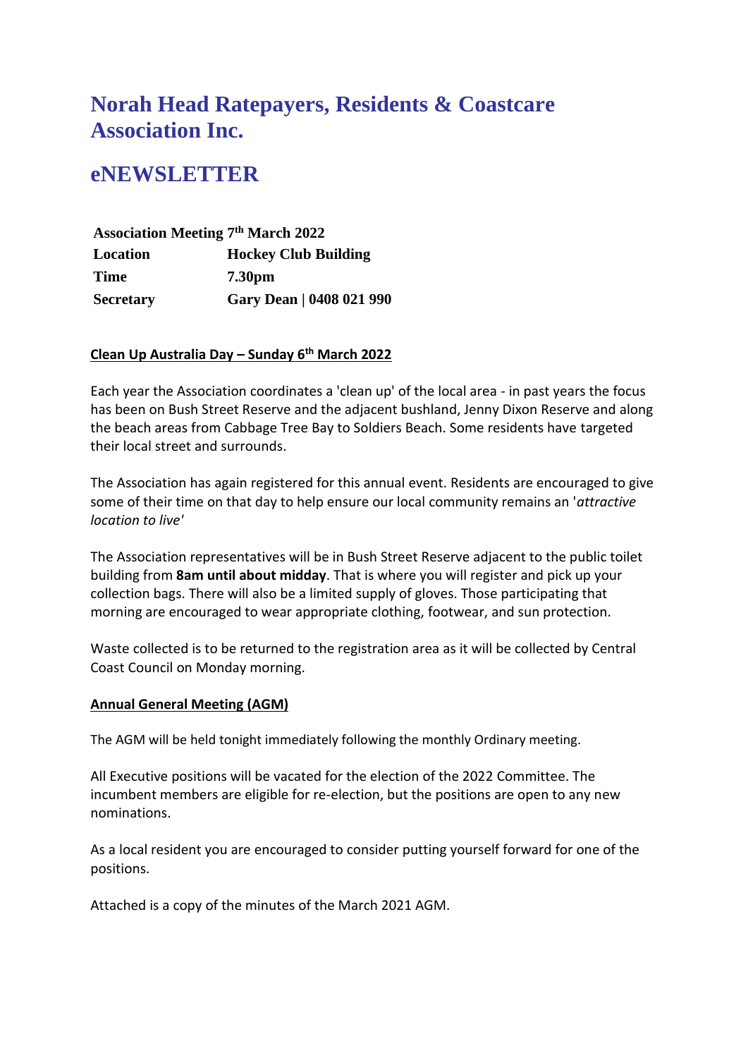# Norah Head Ratepayers, Residents & Coastcare Association Inc.

# eNEWSLETTER

| Association Meeting 7th March 2022 | |
|---|---|
| Location | Hockey Club Building |
| Time | 7.30pm |
| Secretary | Gary Dean \| 0408 021 990 |

**Clean Up Australia Day – Sunday 6th March 2022**

Each year the Association coordinates a 'clean up' of the local area - in past years the focus has been on Bush Street Reserve and the adjacent bushland, Jenny Dixon Reserve and along the beach areas from Cabbage Tree Bay to Soldiers Beach. Some residents have targeted their local street and surrounds.

The Association has again registered for this annual event. Residents are encouraged to give some of their time on that day to help ensure our local community remains an '*attractive location to live'*

The Association representatives will be in Bush Street Reserve adjacent to the public toilet building from **8am until about midday**. That is where you will register and pick up your collection bags. There will also be a limited supply of gloves. Those participating that morning are encouraged to wear appropriate clothing, footwear, and sun protection.

Waste collected is to be returned to the registration area as it will be collected by Central Coast Council on Monday morning.

**Annual General Meeting (AGM)**

The AGM will be held tonight immediately following the monthly Ordinary meeting.

All Executive positions will be vacated for the election of the 2022 Committee. The incumbent members are eligible for re-election, but the positions are open to any new nominations.

As a local resident you are encouraged to consider putting yourself forward for one of the positions.

Attached is a copy of the minutes of the March 2021 AGM.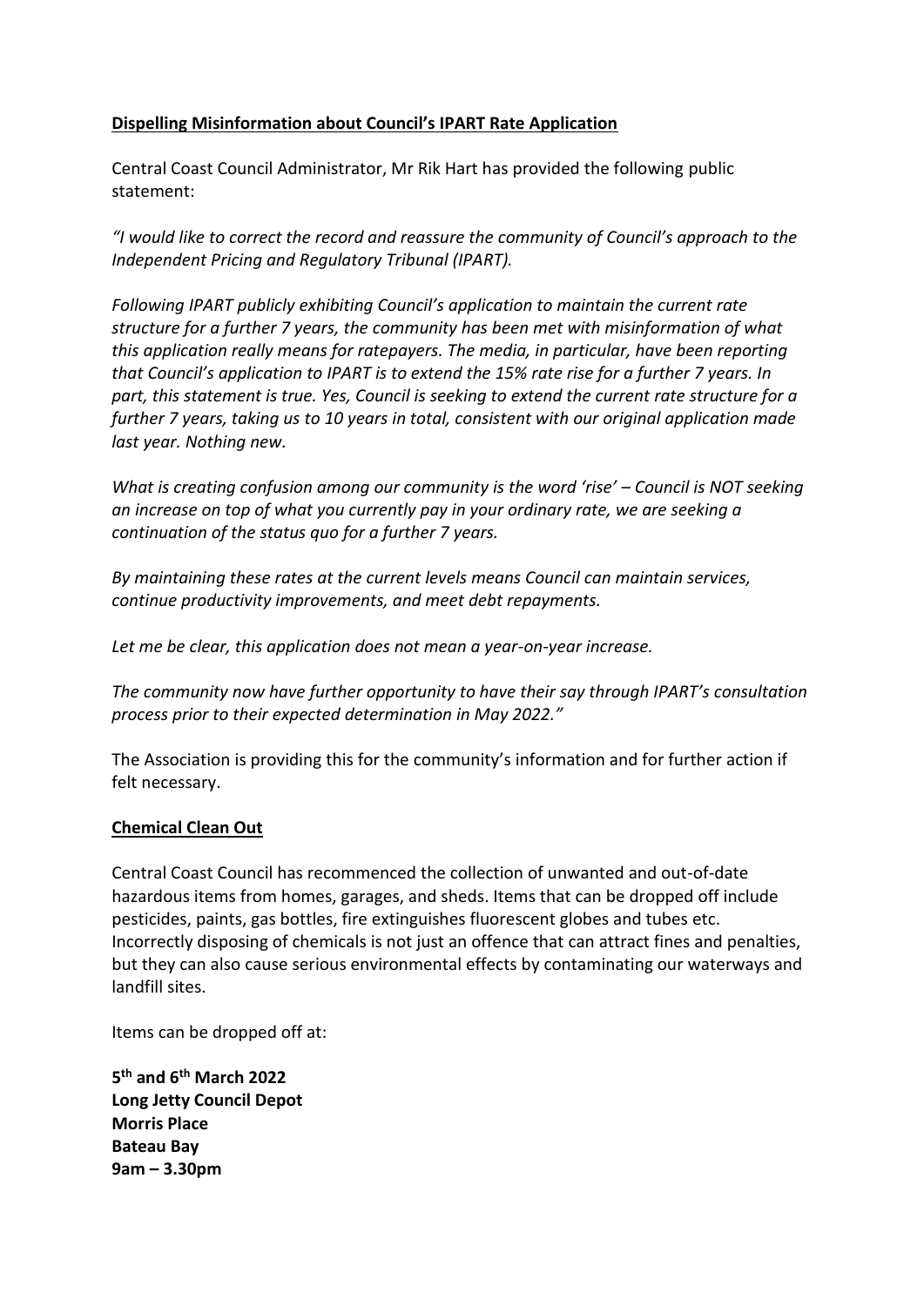**Dispelling Misinformation about Council's IPART Rate Application**

Central Coast Council Administrator, Mr Rik Hart has provided the following public statement:

*"I would like to correct the record and reassure the community of Council's approach to the Independent Pricing and Regulatory Tribunal (IPART).*

*Following IPART publicly exhibiting Council's application to maintain the current rate structure for a further 7 years, the community has been met with misinformation of what this application really means for ratepayers. The media, in particular, have been reporting that Council's application to IPART is to extend the 15% rate rise for a further 7 years. In part, this statement is true. Yes, Council is seeking to extend the current rate structure for a further 7 years, taking us to 10 years in total, consistent with our original application made last year. Nothing new.*

*What is creating confusion among our community is the word 'rise' – Council is NOT seeking an increase on top of what you currently pay in your ordinary rate, we are seeking a continuation of the status quo for a further 7 years.*

*By maintaining these rates at the current levels means Council can maintain services, continue productivity improvements, and meet debt repayments.*

*Let me be clear, this application does not mean a year-on-year increase.*

*The community now have further opportunity to have their say through IPART's consultation process prior to their expected determination in May 2022."*

The Association is providing this for the community's information and for further action if felt necessary.

**Chemical Clean Out**

Central Coast Council has recommenced the collection of unwanted and out-of-date hazardous items from homes, garages, and sheds. Items that can be dropped off include pesticides, paints, gas bottles, fire extinguishes fluorescent globes and tubes etc. Incorrectly disposing of chemicals is not just an offence that can attract fines and penalties, but they can also cause serious environmental effects by contaminating our waterways and landfill sites.

Items can be dropped off at:

**5th and 6th March 2022**
**Long Jetty Council Depot**
**Morris Place**
**Bateau Bay**
**9am – 3.30pm**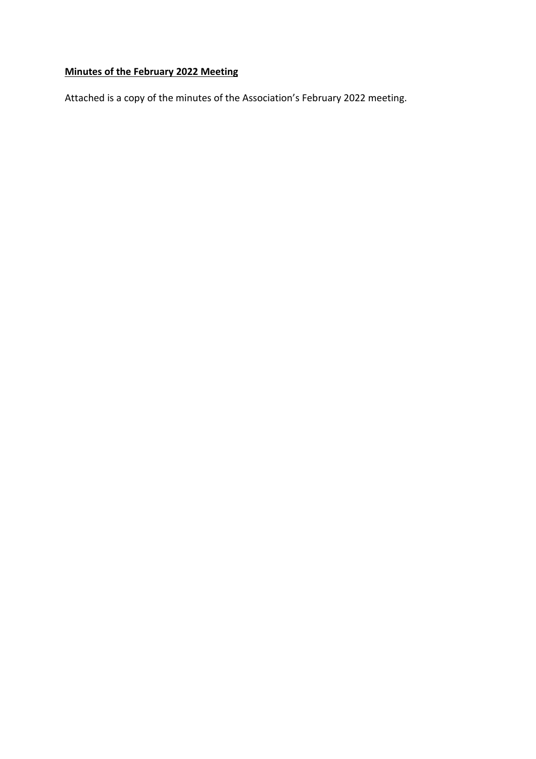**Minutes of the February 2022 Meeting**

Attached is a copy of the minutes of the Association's February 2022 meeting.